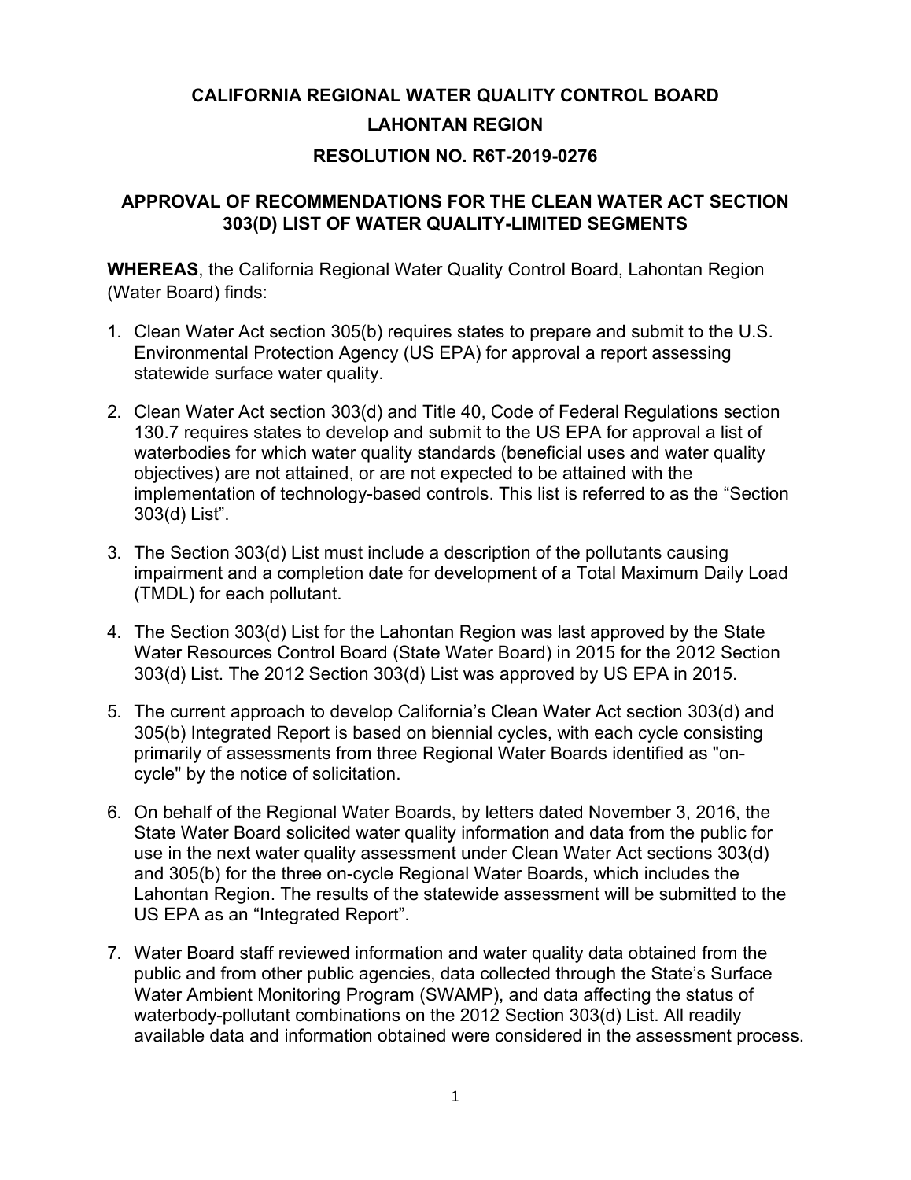# CALIFORNIA REGIONAL WATER QUALITY CONTROL BOARD

## LAHONTAN REGION

## RESOLUTION NO. R6T-2019-0276

## APPROVAL OF RECOMMENDATIONS FOR THE CLEAN WATER ACT SECTION 303(D) LIST OF WATER QUALITY-LIMITED SEGMENTS

**WHEREAS**, the California Regional Water Quality Control Board, Lahontan Region (Water Board) finds:

1. Clean Water Act section 305(b) requires states to prepare and submit to the U.S. Environmental Protection Agency (US EPA) for approval a report assessing statewide surface water quality.

2. Clean Water Act section 303(d) and Title 40, Code of Federal Regulations section 130.7 requires states to develop and submit to the US EPA for approval a list of waterbodies for which water quality standards (beneficial uses and water quality objectives) are not attained, or are not expected to be attained with the implementation of technology-based controls. This list is referred to as the "Section 303(d) List".

3. The Section 303(d) List must include a description of the pollutants causing impairment and a completion date for development of a Total Maximum Daily Load (TMDL) for each pollutant.

4. The Section 303(d) List for the Lahontan Region was last approved by the State Water Resources Control Board (State Water Board) in 2015 for the 2012 Section 303(d) List. The 2012 Section 303(d) List was approved by US EPA in 2015.

5. The current approach to develop California's Clean Water Act section 303(d) and 305(b) Integrated Report is based on biennial cycles, with each cycle consisting primarily of assessments from three Regional Water Boards identified as "on-cycle" by the notice of solicitation.

6. On behalf of the Regional Water Boards, by letters dated November 3, 2016, the State Water Board solicited water quality information and data from the public for use in the next water quality assessment under Clean Water Act sections 303(d) and 305(b) for the three on-cycle Regional Water Boards, which includes the Lahontan Region. The results of the statewide assessment will be submitted to the US EPA as an "Integrated Report".

7. Water Board staff reviewed information and water quality data obtained from the public and from other public agencies, data collected through the State's Surface Water Ambient Monitoring Program (SWAMP), and data affecting the status of waterbody-pollutant combinations on the 2012 Section 303(d) List. All readily available data and information obtained were considered in the assessment process.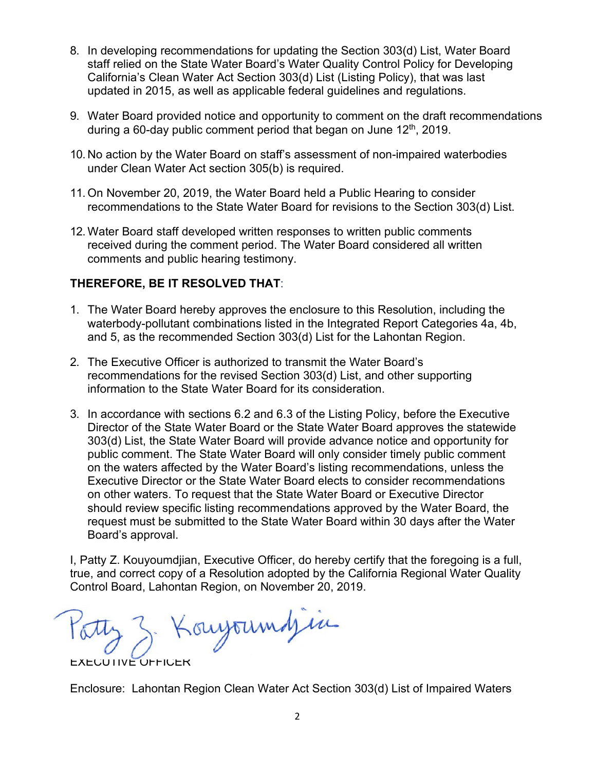8. In developing recommendations for updating the Section 303(d) List, Water Board staff relied on the State Water Board's Water Quality Control Policy for Developing California's Clean Water Act Section 303(d) List (Listing Policy), that was last updated in 2015, as well as applicable federal guidelines and regulations.

9. Water Board provided notice and opportunity to comment on the draft recommendations during a 60-day public comment period that began on June 12th, 2019.

10. No action by the Water Board on staff's assessment of non-impaired waterbodies under Clean Water Act section 305(b) is required.

11. On November 20, 2019, the Water Board held a Public Hearing to consider recommendations to the State Water Board for revisions to the Section 303(d) List.

12. Water Board staff developed written responses to written public comments received during the comment period. The Water Board considered all written comments and public hearing testimony.

**THEREFORE, BE IT RESOLVED THAT**:

1. The Water Board hereby approves the enclosure to this Resolution, including the waterbody-pollutant combinations listed in the Integrated Report Categories 4a, 4b, and 5, as the recommended Section 303(d) List for the Lahontan Region.

2. The Executive Officer is authorized to transmit the Water Board's recommendations for the revised Section 303(d) List, and other supporting information to the State Water Board for its consideration.

3. In accordance with sections 6.2 and 6.3 of the Listing Policy, before the Executive Director of the State Water Board or the State Water Board approves the statewide 303(d) List, the State Water Board will provide advance notice and opportunity for public comment. The State Water Board will only consider timely public comment on the waters affected by the Water Board's listing recommendations, unless the Executive Director or the State Water Board elects to consider recommendations on other waters. To request that the State Water Board or Executive Director should review specific listing recommendations approved by the Water Board, the request must be submitted to the State Water Board within 30 days after the Water Board's approval.

I, Patty Z. Kouyoumdjian, Executive Officer, do hereby certify that the foregoing is a full, true, and correct copy of a Resolution adopted by the California Regional Water Quality Control Board, Lahontan Region, on November 20, 2019.

Patty Z. Kouyoumdjian

EXECUTIVE OFFICER

Enclosure: Lahontan Region Clean Water Act Section 303(d) List of Impaired Waters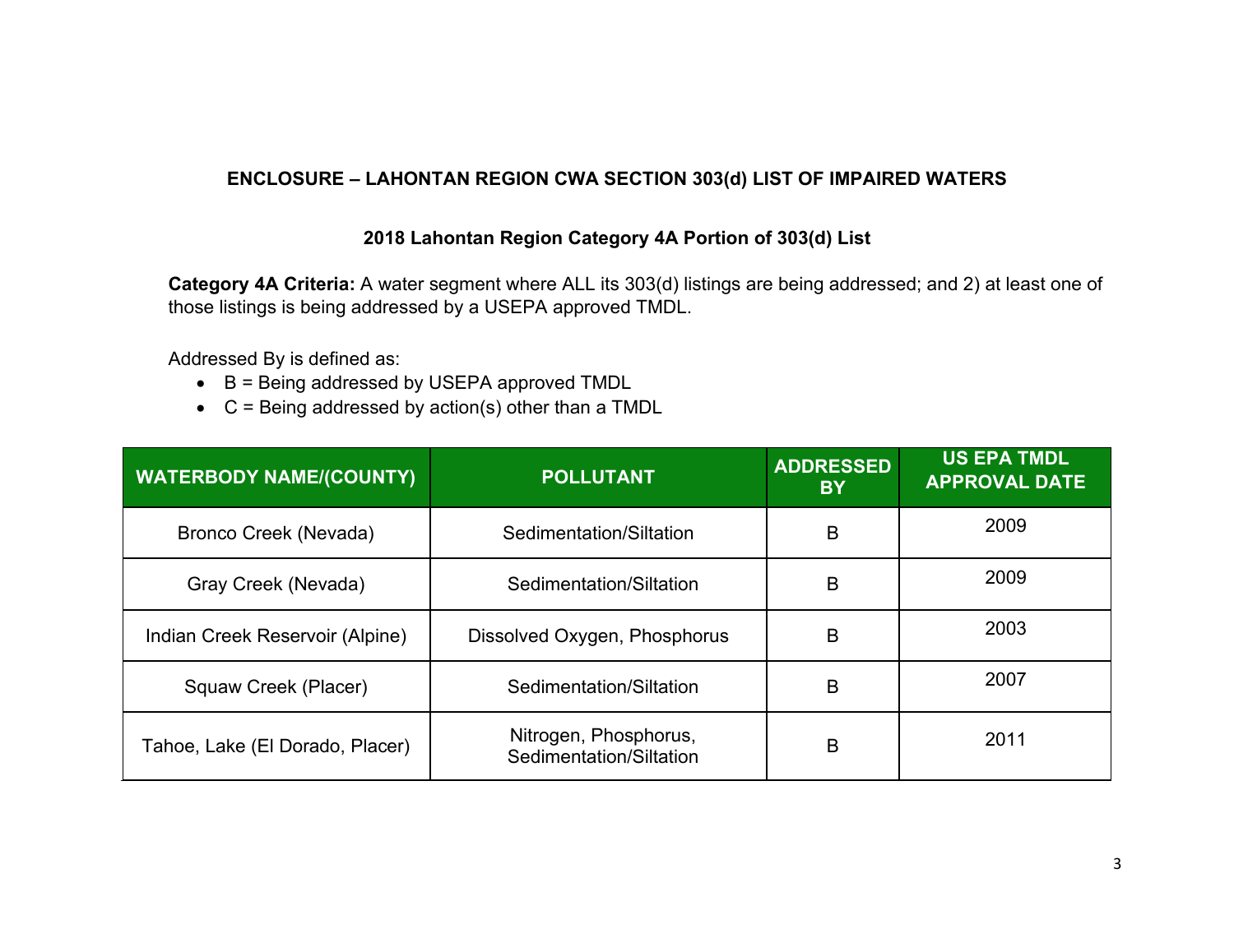## ENCLOSURE – LAHONTAN REGION CWA SECTION 303(d) LIST OF IMPAIRED WATERS

### 2018 Lahontan Region Category 4A Portion of 303(d) List

**Category 4A Criteria:** A water segment where ALL its 303(d) listings are being addressed; and 2) at least one of those listings is being addressed by a USEPA approved TMDL.

Addressed By is defined as:

- B = Being addressed by USEPA approved TMDL
- C = Being addressed by action(s) other than a TMDL

| WATERBODY NAME/(COUNTY) | POLLUTANT | ADDRESSED BY | US EPA TMDL APPROVAL DATE |
|---|---|---|---|
| Bronco Creek (Nevada) | Sedimentation/Siltation | B | 2009 |
| Gray Creek (Nevada) | Sedimentation/Siltation | B | 2009 |
| Indian Creek Reservoir (Alpine) | Dissolved Oxygen, Phosphorus | B | 2003 |
| Squaw Creek (Placer) | Sedimentation/Siltation | B | 2007 |
| Tahoe, Lake (El Dorado, Placer) | Nitrogen, Phosphorus, Sedimentation/Siltation | B | 2011 |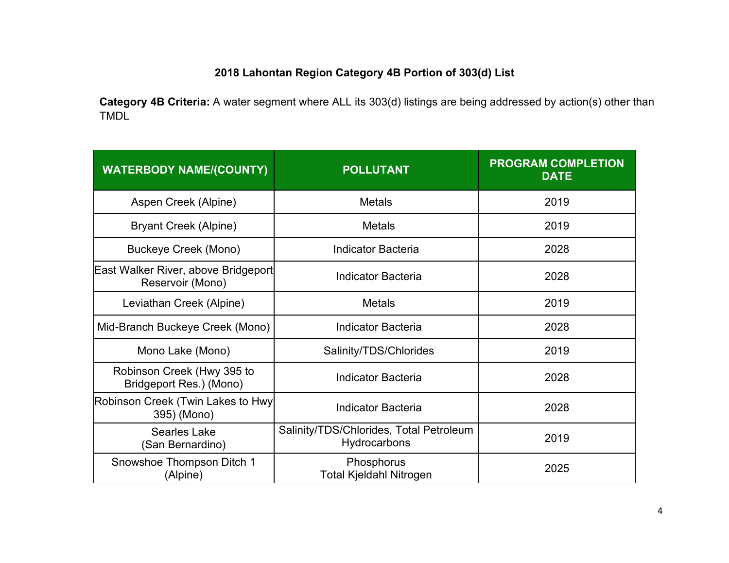## 2018 Lahontan Region Category 4B Portion of 303(d) List

**Category 4B Criteria:** A water segment where ALL its 303(d) listings are being addressed by action(s) other than TMDL

| WATERBODY NAME/(COUNTY) | POLLUTANT | PROGRAM COMPLETION DATE |
|---|---|---|
| Aspen Creek (Alpine) | Metals | 2019 |
| Bryant Creek (Alpine) | Metals | 2019 |
| Buckeye Creek (Mono) | Indicator Bacteria | 2028 |
| East Walker River, above Bridgeport Reservoir (Mono) | Indicator Bacteria | 2028 |
| Leviathan Creek (Alpine) | Metals | 2019 |
| Mid-Branch Buckeye Creek (Mono) | Indicator Bacteria | 2028 |
| Mono Lake (Mono) | Salinity/TDS/Chlorides | 2019 |
| Robinson Creek (Hwy 395 to Bridgeport Res.) (Mono) | Indicator Bacteria | 2028 |
| Robinson Creek (Twin Lakes to Hwy 395) (Mono) | Indicator Bacteria | 2028 |
| Searles Lake (San Bernardino) | Salinity/TDS/Chlorides, Total Petroleum Hydrocarbons | 2019 |
| Snowshoe Thompson Ditch 1 (Alpine) | Phosphorus<br>Total Kjeldahl Nitrogen | 2025 |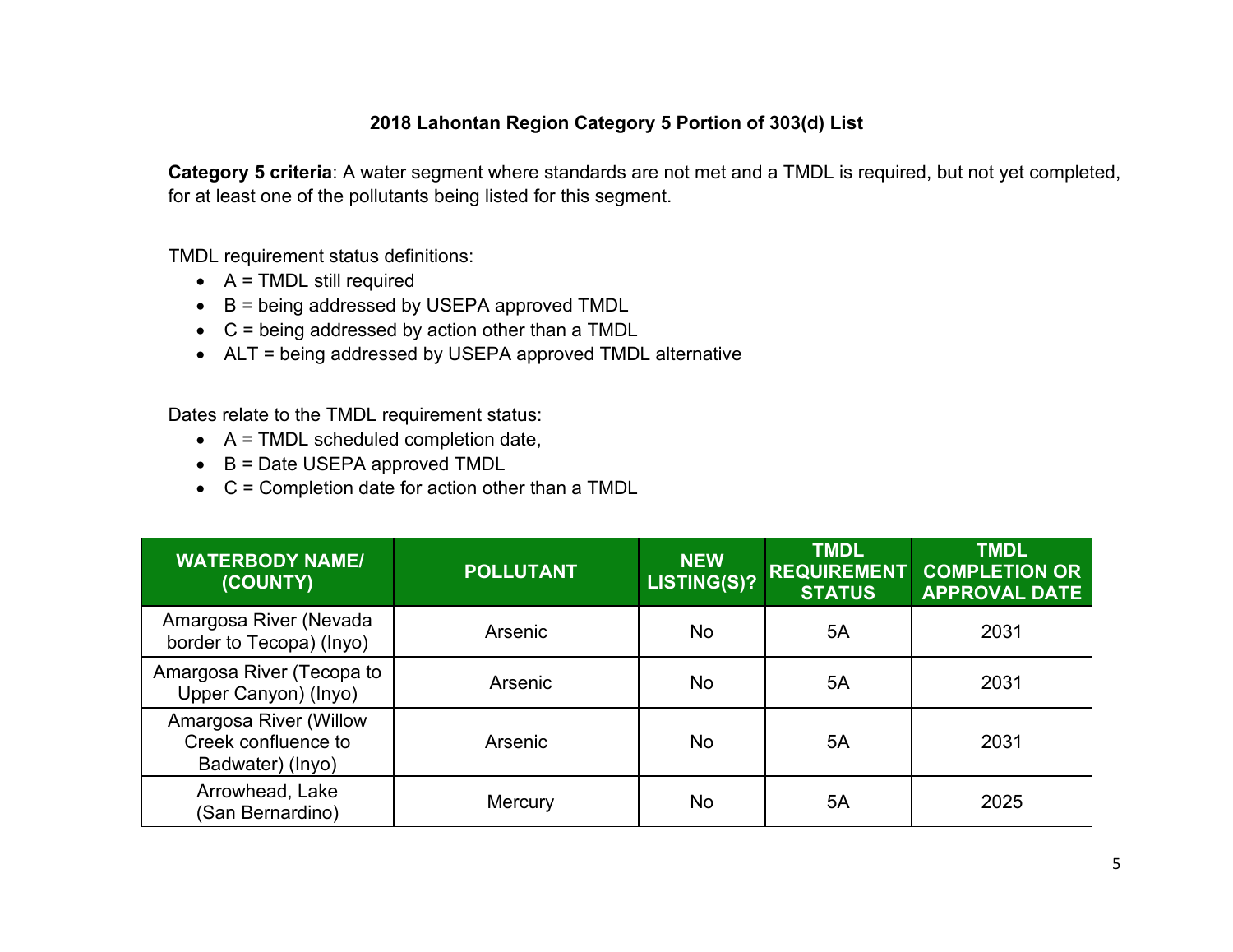## 2018 Lahontan Region Category 5 Portion of 303(d) List

**Category 5 criteria**: A water segment where standards are not met and a TMDL is required, but not yet completed, for at least one of the pollutants being listed for this segment.

TMDL requirement status definitions:

- A = TMDL still required
- B = being addressed by USEPA approved TMDL
- C = being addressed by action other than a TMDL
- ALT = being addressed by USEPA approved TMDL alternative

Dates relate to the TMDL requirement status:

- A = TMDL scheduled completion date,
- B = Date USEPA approved TMDL
- C = Completion date for action other than a TMDL

| WATERBODY NAME/ (COUNTY) | POLLUTANT | NEW LISTING(S)? | TMDL REQUIREMENT STATUS | TMDL COMPLETION OR APPROVAL DATE |
|---|---|---|---|---|
| Amargosa River (Nevada border to Tecopa) (Inyo) | Arsenic | No | 5A | 2031 |
| Amargosa River (Tecopa to Upper Canyon) (Inyo) | Arsenic | No | 5A | 2031 |
| Amargosa River (Willow Creek confluence to Badwater) (Inyo) | Arsenic | No | 5A | 2031 |
| Arrowhead, Lake (San Bernardino) | Mercury | No | 5A | 2025 |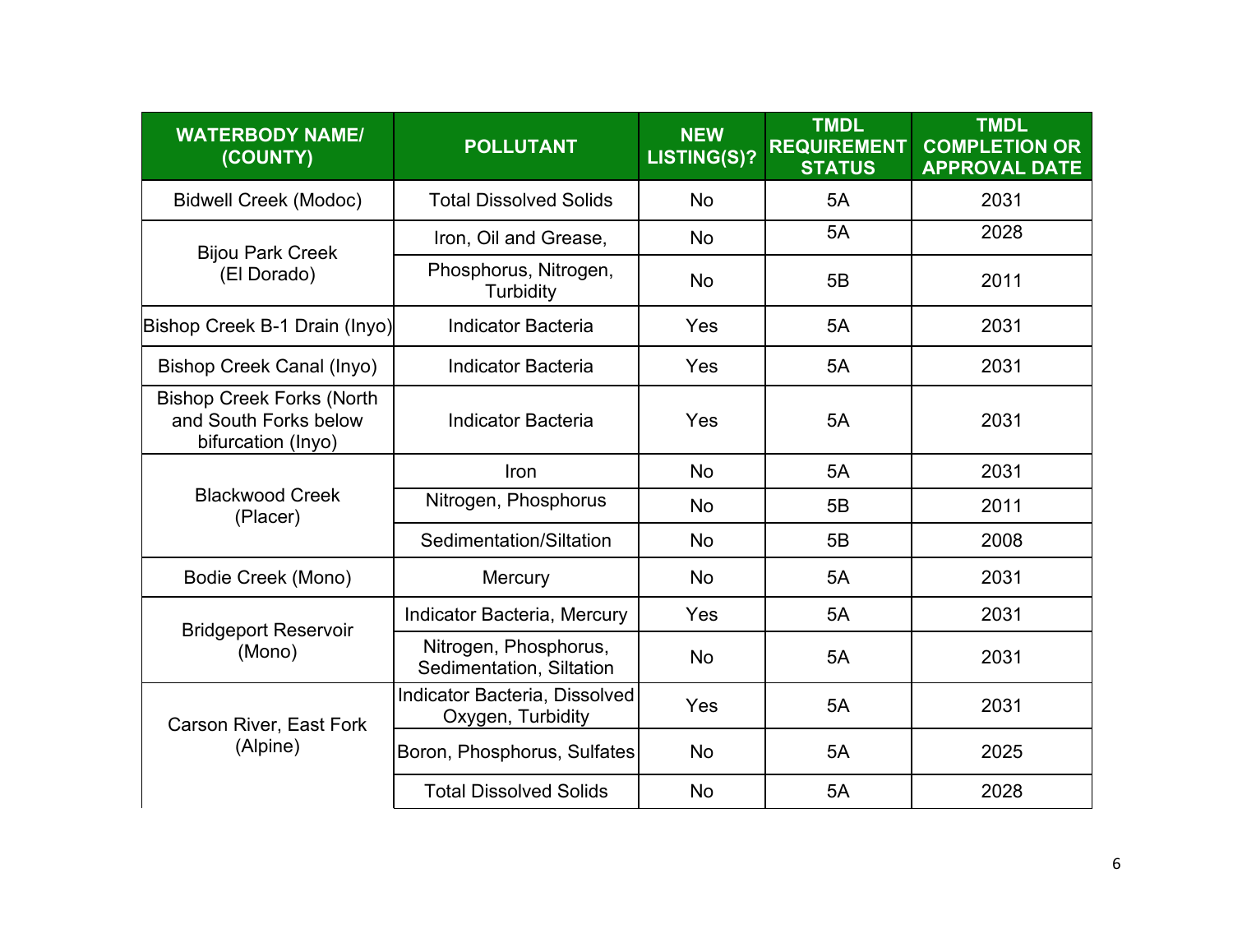| WATERBODY NAME/ (COUNTY) | POLLUTANT | NEW LISTING(S)? | TMDL REQUIREMENT STATUS | TMDL COMPLETION OR APPROVAL DATE |
|---|---|---|---|---|
| Bidwell Creek (Modoc) | Total Dissolved Solids | No | 5A | 2031 |
| Bijou Park Creek (El Dorado) | Iron, Oil and Grease, | No | 5A | 2028 |
| | Phosphorus, Nitrogen, Turbidity | No | 5B | 2011 |
| Bishop Creek B-1 Drain (Inyo) | Indicator Bacteria | Yes | 5A | 2031 |
| Bishop Creek Canal (Inyo) | Indicator Bacteria | Yes | 5A | 2031 |
| Bishop Creek Forks (North and South Forks below bifurcation (Inyo) | Indicator Bacteria | Yes | 5A | 2031 |
| Blackwood Creek (Placer) | Iron | No | 5A | 2031 |
| | Nitrogen, Phosphorus | No | 5B | 2011 |
| | Sedimentation/Siltation | No | 5B | 2008 |
| Bodie Creek (Mono) | Mercury | No | 5A | 2031 |
| Bridgeport Reservoir (Mono) | Indicator Bacteria, Mercury | Yes | 5A | 2031 |
| | Nitrogen, Phosphorus, Sedimentation, Siltation | No | 5A | 2031 |
| Carson River, East Fork (Alpine) | Indicator Bacteria, Dissolved Oxygen, Turbidity | Yes | 5A | 2031 |
| | Boron, Phosphorus, Sulfates | No | 5A | 2025 |
| | Total Dissolved Solids | No | 5A | 2028 |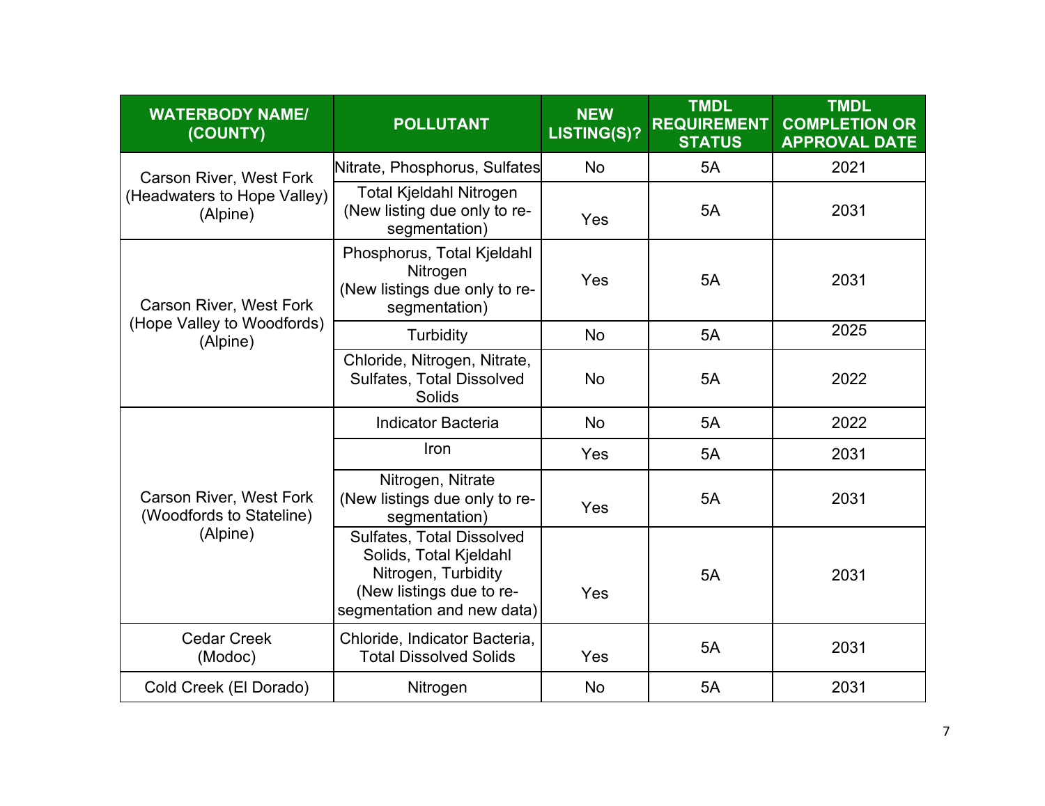| WATERBODY NAME/ (COUNTY) | POLLUTANT | NEW LISTING(S)? | TMDL REQUIREMENT STATUS | TMDL COMPLETION OR APPROVAL DATE |
|---|---|---|---|---|
| Carson River, West Fork (Headwaters to Hope Valley) (Alpine) | Nitrate, Phosphorus, Sulfates | No | 5A | 2021 |
| | Total Kjeldahl Nitrogen (New listing due only to re-segmentation) | Yes | 5A | 2031 |
| Carson River, West Fork (Hope Valley to Woodfords) (Alpine) | Phosphorus, Total Kjeldahl Nitrogen (New listings due only to re-segmentation) | Yes | 5A | 2031 |
| | Turbidity | No | 5A | 2025 |
| | Chloride, Nitrogen, Nitrate, Sulfates, Total Dissolved Solids | No | 5A | 2022 |
| Carson River, West Fork (Woodfords to Stateline) (Alpine) | Indicator Bacteria | No | 5A | 2022 |
| | Iron | Yes | 5A | 2031 |
| | Nitrogen, Nitrate (New listings due only to re-segmentation) | Yes | 5A | 2031 |
| | Sulfates, Total Dissolved Solids, Total Kjeldahl Nitrogen, Turbidity (New listings due to re-segmentation and new data) | Yes | 5A | 2031 |
| Cedar Creek (Modoc) | Chloride, Indicator Bacteria, Total Dissolved Solids | Yes | 5A | 2031 |
| Cold Creek (El Dorado) | Nitrogen | No | 5A | 2031 |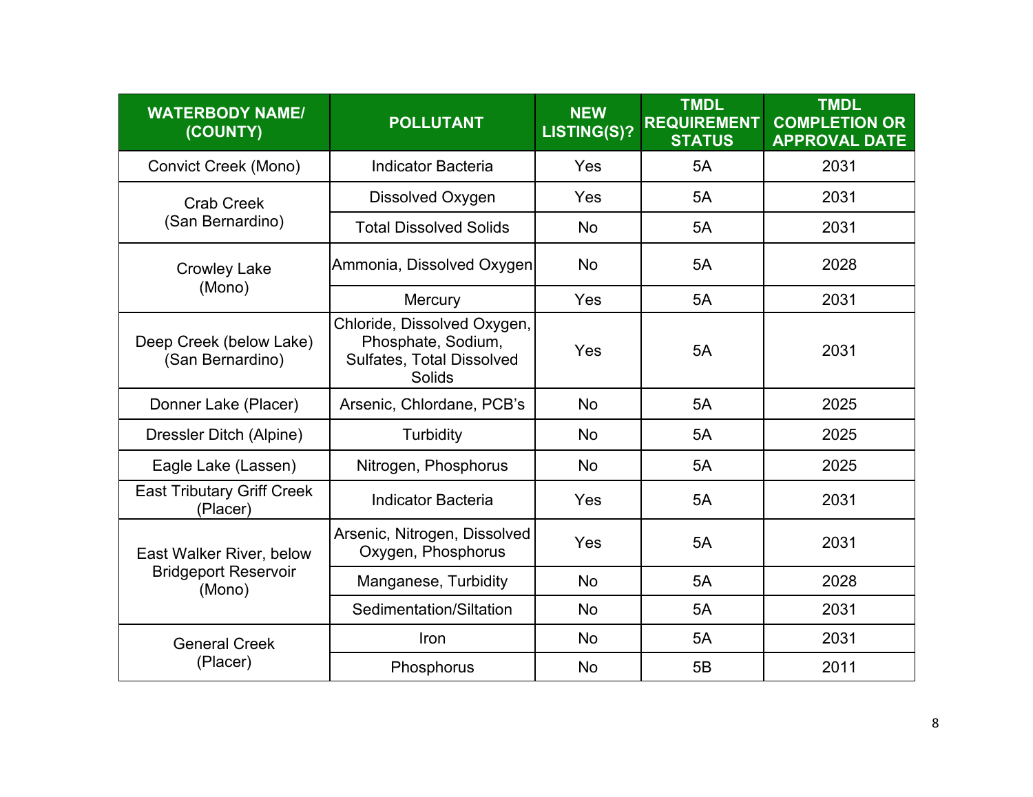| WATERBODY NAME/ (COUNTY) | POLLUTANT | NEW LISTING(S)? | TMDL REQUIREMENT STATUS | TMDL COMPLETION OR APPROVAL DATE |
|---|---|---|---|---|
| Convict Creek (Mono) | Indicator Bacteria | Yes | 5A | 2031 |
| Crab Creek (San Bernardino) | Dissolved Oxygen | Yes | 5A | 2031 |
| | Total Dissolved Solids | No | 5A | 2031 |
| Crowley Lake (Mono) | Ammonia, Dissolved Oxygen | No | 5A | 2028 |
| | Mercury | Yes | 5A | 2031 |
| Deep Creek (below Lake) (San Bernardino) | Chloride, Dissolved Oxygen, Phosphate, Sodium, Sulfates, Total Dissolved Solids | Yes | 5A | 2031 |
| Donner Lake (Placer) | Arsenic, Chlordane, PCB's | No | 5A | 2025 |
| Dressler Ditch (Alpine) | Turbidity | No | 5A | 2025 |
| Eagle Lake (Lassen) | Nitrogen, Phosphorus | No | 5A | 2025 |
| East Tributary Griff Creek (Placer) | Indicator Bacteria | Yes | 5A | 2031 |
| East Walker River, below Bridgeport Reservoir (Mono) | Arsenic, Nitrogen, Dissolved Oxygen, Phosphorus | Yes | 5A | 2031 |
| | Manganese, Turbidity | No | 5A | 2028 |
| | Sedimentation/Siltation | No | 5A | 2031 |
| General Creek (Placer) | Iron | No | 5A | 2031 |
| | Phosphorus | No | 5B | 2011 |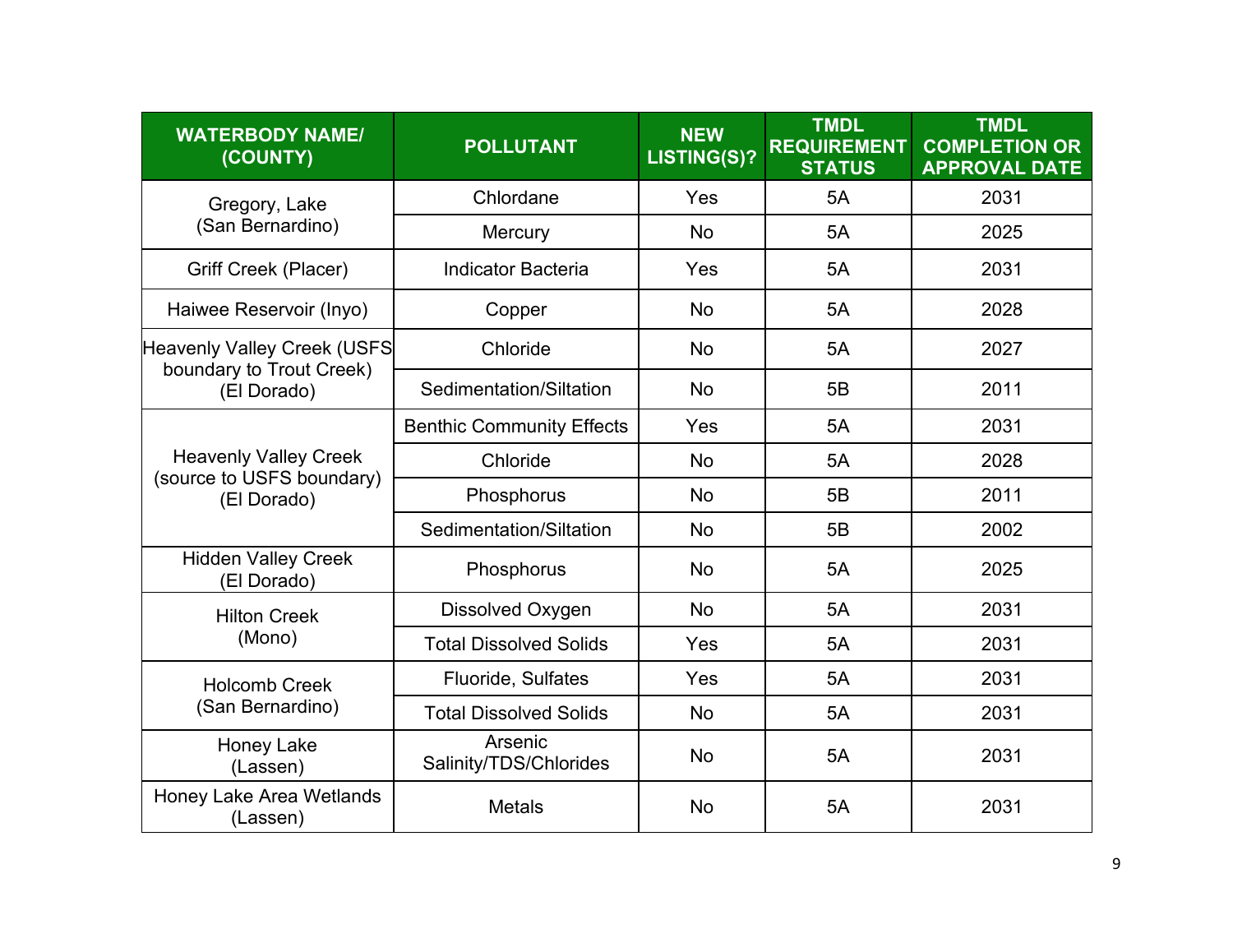| WATERBODY NAME/ (COUNTY) | POLLUTANT | NEW LISTING(S)? | TMDL REQUIREMENT STATUS | TMDL COMPLETION OR APPROVAL DATE |
|---|---|---|---|---|
| Gregory, Lake (San Bernardino) | Chlordane | Yes | 5A | 2031 |
| | Mercury | No | 5A | 2025 |
| Griff Creek (Placer) | Indicator Bacteria | Yes | 5A | 2031 |
| Haiwee Reservoir (Inyo) | Copper | No | 5A | 2028 |
| Heavenly Valley Creek (USFS boundary to Trout Creek) (El Dorado) | Chloride | No | 5A | 2027 |
| | Sedimentation/Siltation | No | 5B | 2011 |
| Heavenly Valley Creek (source to USFS boundary) (El Dorado) | Benthic Community Effects | Yes | 5A | 2031 |
| | Chloride | No | 5A | 2028 |
| | Phosphorus | No | 5B | 2011 |
| | Sedimentation/Siltation | No | 5B | 2002 |
| Hidden Valley Creek (El Dorado) | Phosphorus | No | 5A | 2025 |
| Hilton Creek (Mono) | Dissolved Oxygen | No | 5A | 2031 |
| | Total Dissolved Solids | Yes | 5A | 2031 |
| Holcomb Creek (San Bernardino) | Fluoride, Sulfates | Yes | 5A | 2031 |
| | Total Dissolved Solids | No | 5A | 2031 |
| Honey Lake (Lassen) | Arsenic Salinity/TDS/Chlorides | No | 5A | 2031 |
| Honey Lake Area Wetlands (Lassen) | Metals | No | 5A | 2031 |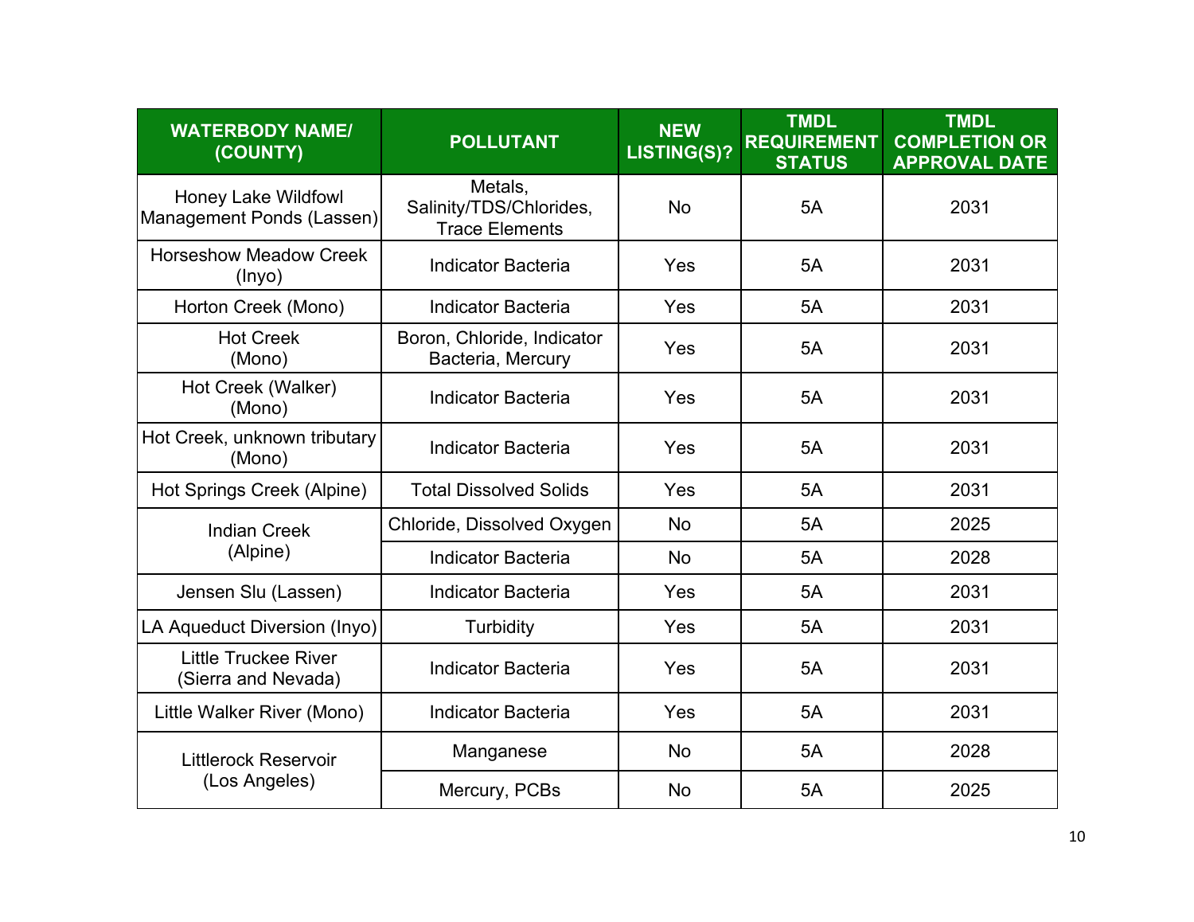| WATERBODY NAME/ (COUNTY) | POLLUTANT | NEW LISTING(S)? | TMDL REQUIREMENT STATUS | TMDL COMPLETION OR APPROVAL DATE |
|---|---|---|---|---|
| Honey Lake Wildfowl Management Ponds (Lassen) | Metals, Salinity/TDS/Chlorides, Trace Elements | No | 5A | 2031 |
| Horseshow Meadow Creek (Inyo) | Indicator Bacteria | Yes | 5A | 2031 |
| Horton Creek (Mono) | Indicator Bacteria | Yes | 5A | 2031 |
| Hot Creek (Mono) | Boron, Chloride, Indicator Bacteria, Mercury | Yes | 5A | 2031 |
| Hot Creek (Walker) (Mono) | Indicator Bacteria | Yes | 5A | 2031 |
| Hot Creek, unknown tributary (Mono) | Indicator Bacteria | Yes | 5A | 2031 |
| Hot Springs Creek (Alpine) | Total Dissolved Solids | Yes | 5A | 2031 |
| Indian Creek (Alpine) | Chloride, Dissolved Oxygen | No | 5A | 2025 |
| | Indicator Bacteria | No | 5A | 2028 |
| Jensen Slu (Lassen) | Indicator Bacteria | Yes | 5A | 2031 |
| LA Aqueduct Diversion (Inyo) | Turbidity | Yes | 5A | 2031 |
| Little Truckee River (Sierra and Nevada) | Indicator Bacteria | Yes | 5A | 2031 |
| Little Walker River (Mono) | Indicator Bacteria | Yes | 5A | 2031 |
| Littlerock Reservoir (Los Angeles) | Manganese | No | 5A | 2028 |
| | Mercury, PCBs | No | 5A | 2025 |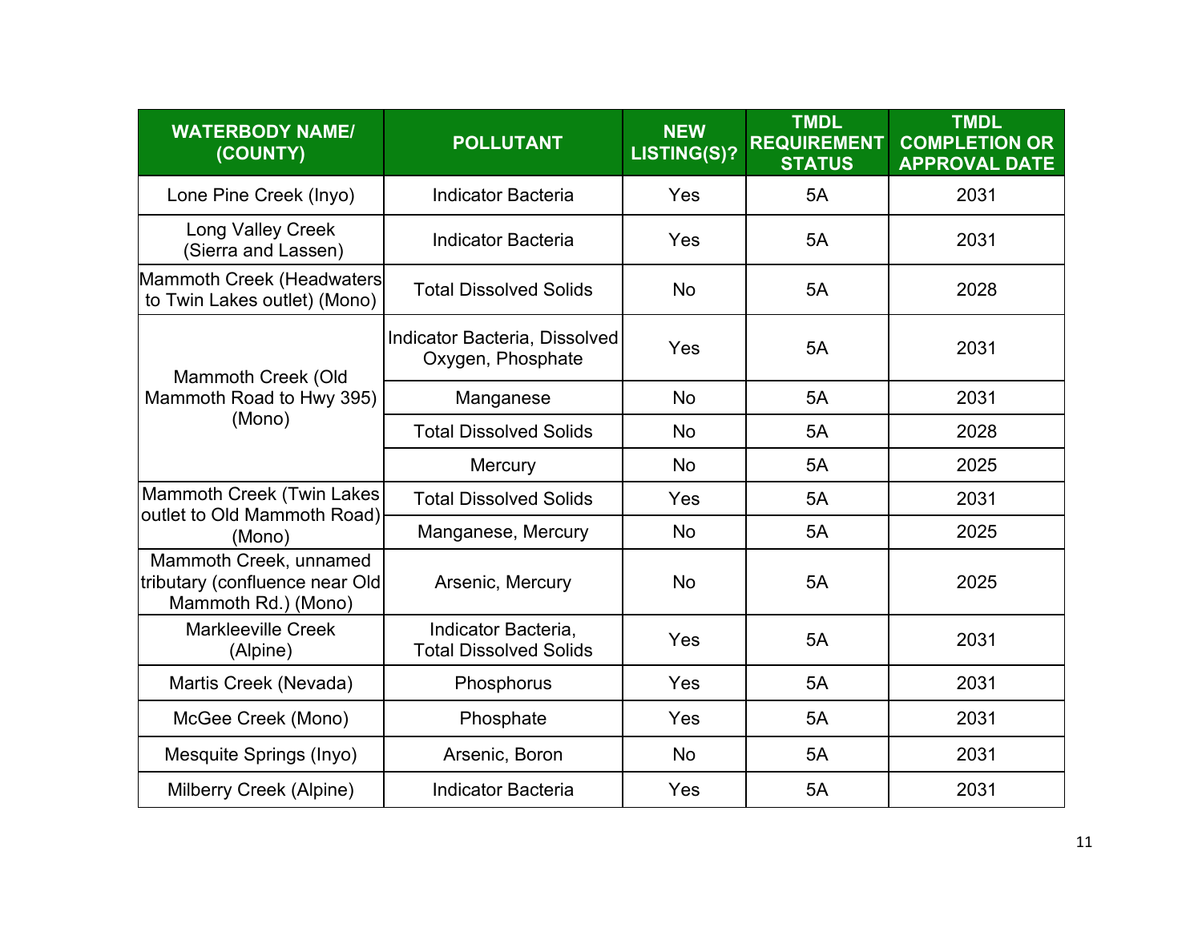| WATERBODY NAME/ (COUNTY) | POLLUTANT | NEW LISTING(S)? | TMDL REQUIREMENT STATUS | TMDL COMPLETION OR APPROVAL DATE |
|---|---|---|---|---|
| Lone Pine Creek (Inyo) | Indicator Bacteria | Yes | 5A | 2031 |
| Long Valley Creek (Sierra and Lassen) | Indicator Bacteria | Yes | 5A | 2031 |
| Mammoth Creek (Headwaters to Twin Lakes outlet) (Mono) | Total Dissolved Solids | No | 5A | 2028 |
| Mammoth Creek (Old Mammoth Road to Hwy 395) (Mono) | Indicator Bacteria, Dissolved Oxygen, Phosphate | Yes | 5A | 2031 |
| | Manganese | No | 5A | 2031 |
| | Total Dissolved Solids | No | 5A | 2028 |
| | Mercury | No | 5A | 2025 |
| Mammoth Creek (Twin Lakes outlet to Old Mammoth Road) (Mono) | Total Dissolved Solids | Yes | 5A | 2031 |
| | Manganese, Mercury | No | 5A | 2025 |
| Mammoth Creek, unnamed tributary (confluence near Old Mammoth Rd.) (Mono) | Arsenic, Mercury | No | 5A | 2025 |
| Markleeville Creek (Alpine) | Indicator Bacteria, Total Dissolved Solids | Yes | 5A | 2031 |
| Martis Creek (Nevada) | Phosphorus | Yes | 5A | 2031 |
| McGee Creek (Mono) | Phosphate | Yes | 5A | 2031 |
| Mesquite Springs (Inyo) | Arsenic, Boron | No | 5A | 2031 |
| Milberry Creek (Alpine) | Indicator Bacteria | Yes | 5A | 2031 |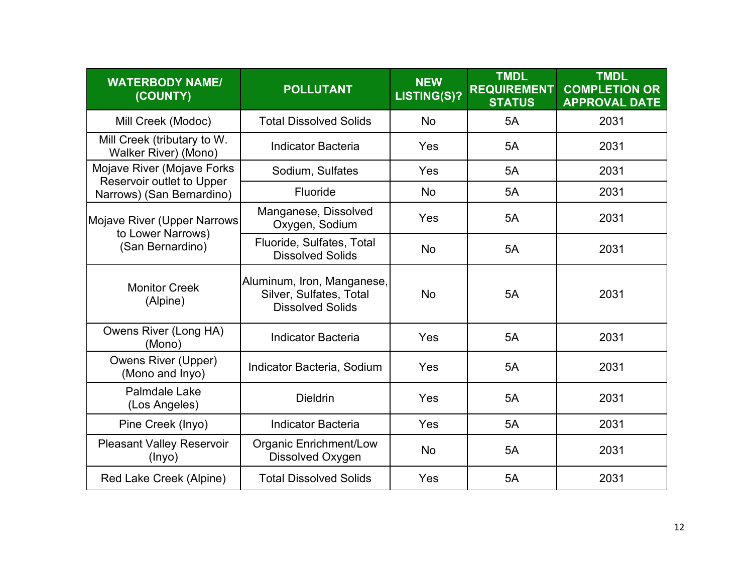| WATERBODY NAME/ (COUNTY) | POLLUTANT | NEW LISTING(S)? | TMDL REQUIREMENT STATUS | TMDL COMPLETION OR APPROVAL DATE |
|---|---|---|---|---|
| Mill Creek (Modoc) | Total Dissolved Solids | No | 5A | 2031 |
| Mill Creek (tributary to W. Walker River) (Mono) | Indicator Bacteria | Yes | 5A | 2031 |
| Mojave River (Mojave Forks Reservoir outlet to Upper Narrows) (San Bernardino) | Sodium, Sulfates | Yes | 5A | 2031 |
| | Fluoride | No | 5A | 2031 |
| Mojave River (Upper Narrows to Lower Narrows) (San Bernardino) | Manganese, Dissolved Oxygen, Sodium | Yes | 5A | 2031 |
| | Fluoride, Sulfates, Total Dissolved Solids | No | 5A | 2031 |
| Monitor Creek (Alpine) | Aluminum, Iron, Manganese, Silver, Sulfates, Total Dissolved Solids | No | 5A | 2031 |
| Owens River (Long HA) (Mono) | Indicator Bacteria | Yes | 5A | 2031 |
| Owens River (Upper) (Mono and Inyo) | Indicator Bacteria, Sodium | Yes | 5A | 2031 |
| Palmdale Lake (Los Angeles) | Dieldrin | Yes | 5A | 2031 |
| Pine Creek (Inyo) | Indicator Bacteria | Yes | 5A | 2031 |
| Pleasant Valley Reservoir (Inyo) | Organic Enrichment/Low Dissolved Oxygen | No | 5A | 2031 |
| Red Lake Creek (Alpine) | Total Dissolved Solids | Yes | 5A | 2031 |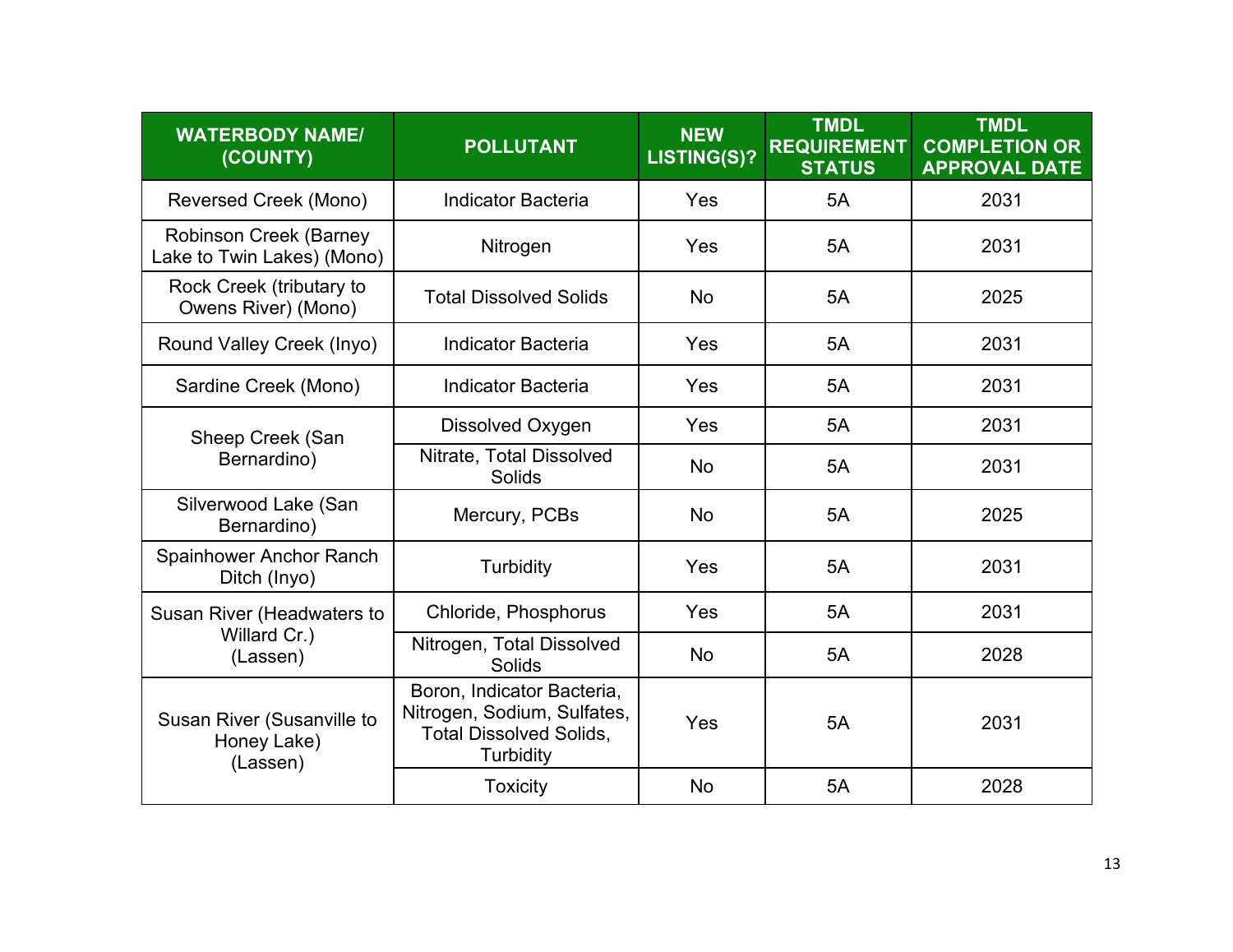| WATERBODY NAME/ (COUNTY) | POLLUTANT | NEW LISTING(S)? | TMDL REQUIREMENT STATUS | TMDL COMPLETION OR APPROVAL DATE |
|---|---|---|---|---|
| Reversed Creek (Mono) | Indicator Bacteria | Yes | 5A | 2031 |
| Robinson Creek (Barney Lake to Twin Lakes) (Mono) | Nitrogen | Yes | 5A | 2031 |
| Rock Creek (tributary to Owens River) (Mono) | Total Dissolved Solids | No | 5A | 2025 |
| Round Valley Creek (Inyo) | Indicator Bacteria | Yes | 5A | 2031 |
| Sardine Creek (Mono) | Indicator Bacteria | Yes | 5A | 2031 |
| Sheep Creek (San Bernardino) | Dissolved Oxygen | Yes | 5A | 2031 |
| | Nitrate, Total Dissolved Solids | No | 5A | 2031 |
| Silverwood Lake (San Bernardino) | Mercury, PCBs | No | 5A | 2025 |
| Spainhower Anchor Ranch Ditch (Inyo) | Turbidity | Yes | 5A | 2031 |
| Susan River (Headwaters to Willard Cr.) (Lassen) | Chloride, Phosphorus | Yes | 5A | 2031 |
| | Nitrogen, Total Dissolved Solids | No | 5A | 2028 |
| Susan River (Susanville to Honey Lake) (Lassen) | Boron, Indicator Bacteria, Nitrogen, Sodium, Sulfates, Total Dissolved Solids, Turbidity | Yes | 5A | 2031 |
| | Toxicity | No | 5A | 2028 |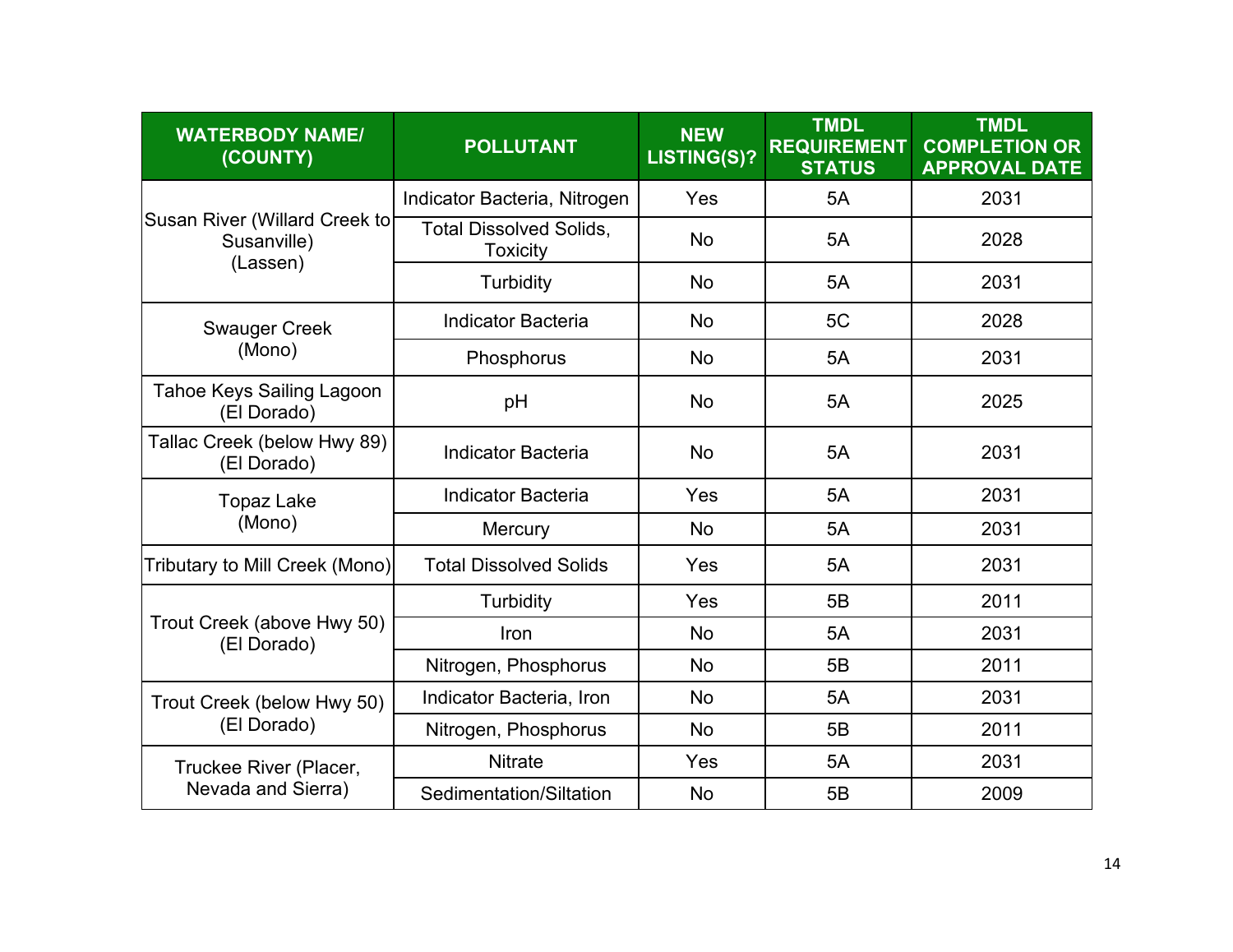| WATERBODY NAME/ (COUNTY) | POLLUTANT | NEW LISTING(S)? | TMDL REQUIREMENT STATUS | TMDL COMPLETION OR APPROVAL DATE |
|---|---|---|---|---|
| Susan River (Willard Creek to Susanville) (Lassen) | Indicator Bacteria, Nitrogen | Yes | 5A | 2031 |
| | Total Dissolved Solids, Toxicity | No | 5A | 2028 |
| | Turbidity | No | 5A | 2031 |
| Swauger Creek (Mono) | Indicator Bacteria | No | 5C | 2028 |
| | Phosphorus | No | 5A | 2031 |
| Tahoe Keys Sailing Lagoon (El Dorado) | pH | No | 5A | 2025 |
| Tallac Creek (below Hwy 89) (El Dorado) | Indicator Bacteria | No | 5A | 2031 |
| Topaz Lake (Mono) | Indicator Bacteria | Yes | 5A | 2031 |
| | Mercury | No | 5A | 2031 |
| Tributary to Mill Creek (Mono) | Total Dissolved Solids | Yes | 5A | 2031 |
| Trout Creek (above Hwy 50) (El Dorado) | Turbidity | Yes | 5B | 2011 |
| | Iron | No | 5A | 2031 |
| | Nitrogen, Phosphorus | No | 5B | 2011 |
| Trout Creek (below Hwy 50) (El Dorado) | Indicator Bacteria, Iron | No | 5A | 2031 |
| | Nitrogen, Phosphorus | No | 5B | 2011 |
| Truckee River (Placer, Nevada and Sierra) | Nitrate | Yes | 5A | 2031 |
| | Sedimentation/Siltation | No | 5B | 2009 |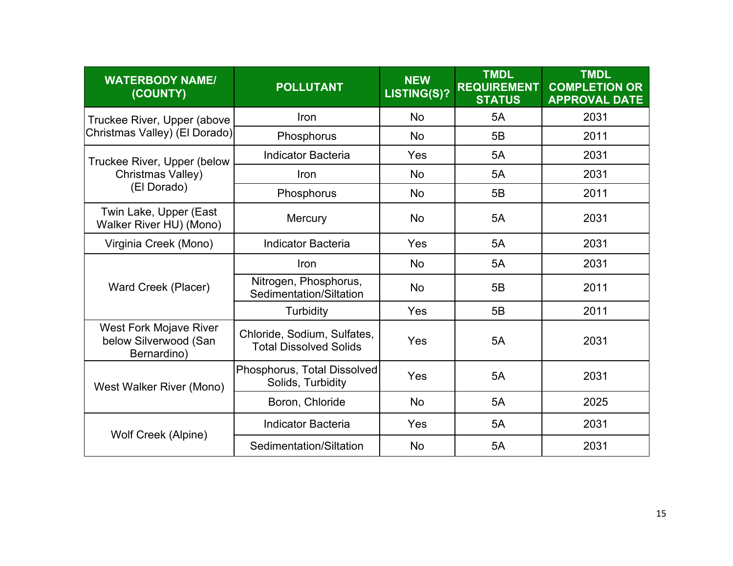| WATERBODY NAME/ (COUNTY) | POLLUTANT | NEW LISTING(S)? | TMDL REQUIREMENT STATUS | TMDL COMPLETION OR APPROVAL DATE |
|---|---|---|---|---|
| Truckee River, Upper (above Christmas Valley) (El Dorado) | Iron | No | 5A | 2031 |
| | Phosphorus | No | 5B | 2011 |
| Truckee River, Upper (below Christmas Valley) (El Dorado) | Indicator Bacteria | Yes | 5A | 2031 |
| | Iron | No | 5A | 2031 |
| | Phosphorus | No | 5B | 2011 |
| Twin Lake, Upper (East Walker River HU) (Mono) | Mercury | No | 5A | 2031 |
| Virginia Creek (Mono) | Indicator Bacteria | Yes | 5A | 2031 |
| Ward Creek (Placer) | Iron | No | 5A | 2031 |
| | Nitrogen, Phosphorus, Sedimentation/Siltation | No | 5B | 2011 |
| | Turbidity | Yes | 5B | 2011 |
| West Fork Mojave River below Silverwood (San Bernardino) | Chloride, Sodium, Sulfates, Total Dissolved Solids | Yes | 5A | 2031 |
| West Walker River (Mono) | Phosphorus, Total Dissolved Solids, Turbidity | Yes | 5A | 2031 |
| | Boron, Chloride | No | 5A | 2025 |
| Wolf Creek (Alpine) | Indicator Bacteria | Yes | 5A | 2031 |
| | Sedimentation/Siltation | No | 5A | 2031 |